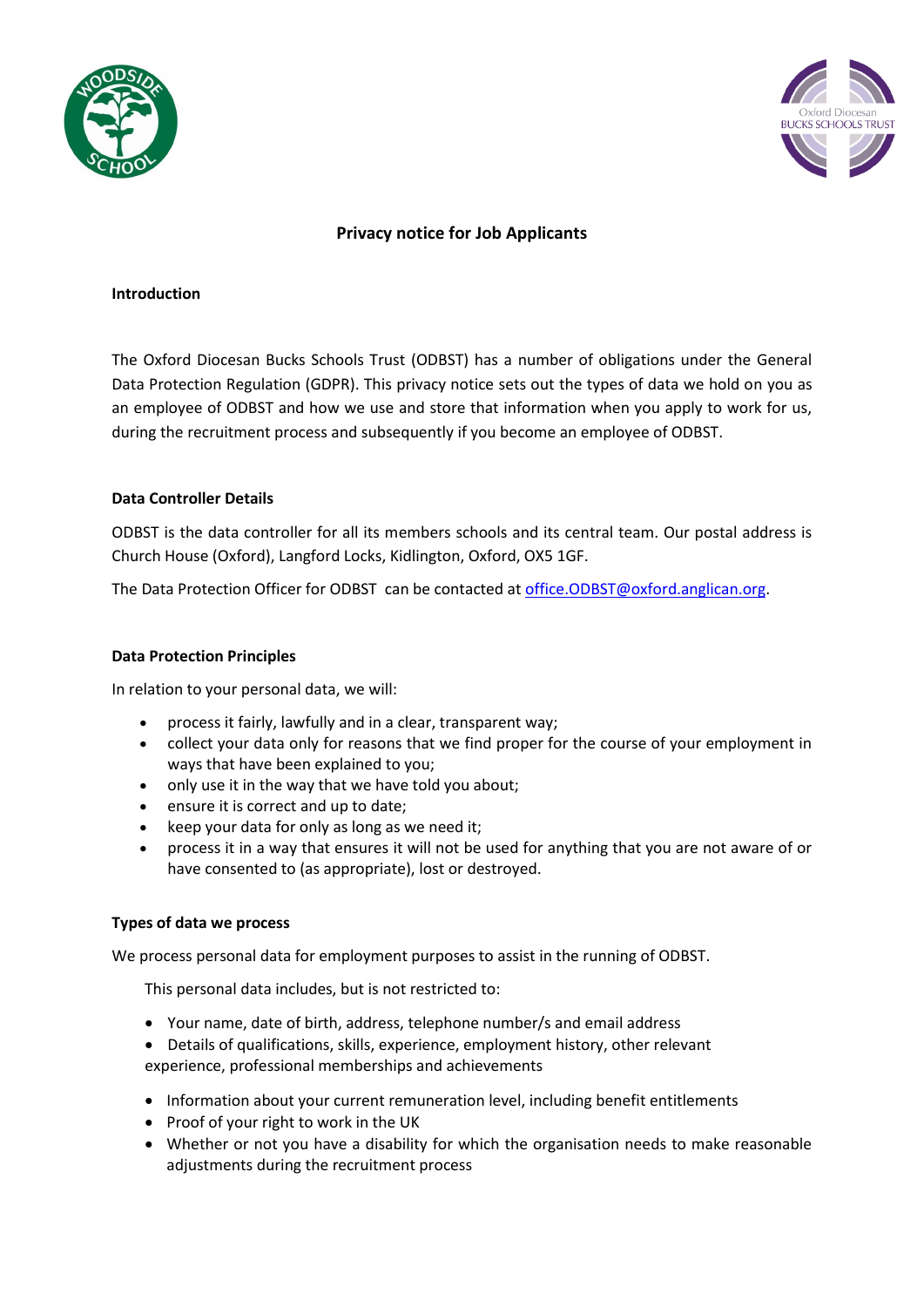# Privacy notice for Job Applicants

## Introduction

The Oxford Diocesan Bucks Schools Trust (ODBST) has a number of obligations under the General Data Protection Regulation (GDPR). This privacy notice sets out the types of data we hold on you as an employee of ODBST and how we use and store that information when you apply to work for us, during the recruitment process and subsequently if you become an employee of ODBST.

## Data Controller Details

ODBST is the data controller for all its members schools and its central team. Our postal address is Church House (Oxford), Langford Locks, Kidlington, Oxford, OX5 1GF.

The Data Protection Officer for ODBST can be contacted at office.ODBST@oxford.anglican.org.

## Data Protection Principles

In relation to your personal data, we will:

- process it fairly, lawfully and in a clear, transparent way;
- collect your data only for reasons that we find proper for the course of your employment in ways that have been explained to you;
- only use it in the way that we have told you about;
- ensure it is correct and up to date;
- keep your data for only as long as we need it;
- process it in a way that ensures it will not be used for anything that you are not aware of or have consented to (as appropriate), lost or destroyed.

## Types of data we process

We process personal data for employment purposes to assist in the running of ODBST.

This personal data includes, but is not restricted to:

- Your name, date of birth, address, telephone number/s and email address
- Details of qualifications, skills, experience, employment history, other relevant experience, professional memberships and achievements
- Information about your current remuneration level, including benefit entitlements
- Proof of your right to work in the UK
- Whether or not you have a disability for which the organisation needs to make reasonable adjustments during the recruitment process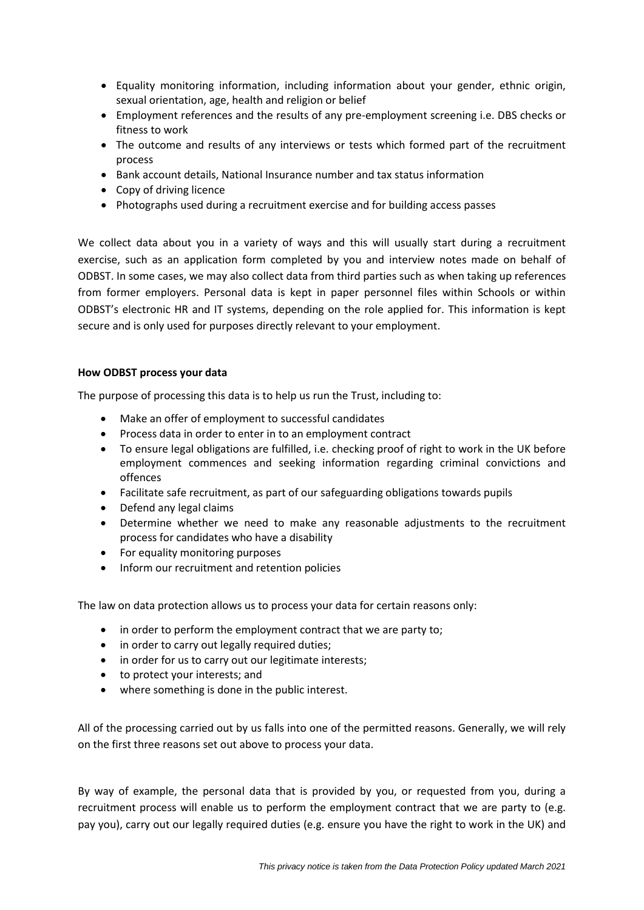- Equality monitoring information, including information about your gender, ethnic origin, sexual orientation, age, health and religion or belief
- Employment references and the results of any pre-employment screening i.e. DBS checks or fitness to work
- The outcome and results of any interviews or tests which formed part of the recruitment process
- Bank account details, National Insurance number and tax status information
- Copy of driving licence
- Photographs used during a recruitment exercise and for building access passes

We collect data about you in a variety of ways and this will usually start during a recruitment exercise, such as an application form completed by you and interview notes made on behalf of ODBST. In some cases, we may also collect data from third parties such as when taking up references from former employers. Personal data is kept in paper personnel files within Schools or within ODBST's electronic HR and IT systems, depending on the role applied for. This information is kept secure and is only used for purposes directly relevant to your employment.

**How ODBST process your data**

The purpose of processing this data is to help us run the Trust, including to:

- Make an offer of employment to successful candidates
- Process data in order to enter in to an employment contract
- To ensure legal obligations are fulfilled, i.e. checking proof of right to work in the UK before employment commences and seeking information regarding criminal convictions and offences
- Facilitate safe recruitment, as part of our safeguarding obligations towards pupils
- Defend any legal claims
- Determine whether we need to make any reasonable adjustments to the recruitment process for candidates who have a disability
- For equality monitoring purposes
- Inform our recruitment and retention policies

The law on data protection allows us to process your data for certain reasons only:

- in order to perform the employment contract that we are party to;
- in order to carry out legally required duties;
- in order for us to carry out our legitimate interests;
- to protect your interests; and
- where something is done in the public interest.

All of the processing carried out by us falls into one of the permitted reasons. Generally, we will rely on the first three reasons set out above to process your data.

By way of example, the personal data that is provided by you, or requested from you, during a recruitment process will enable us to perform the employment contract that we are party to (e.g. pay you), carry out our legally required duties (e.g. ensure you have the right to work in the UK) and

*This privacy notice is taken from the Data Protection Policy updated March 2021*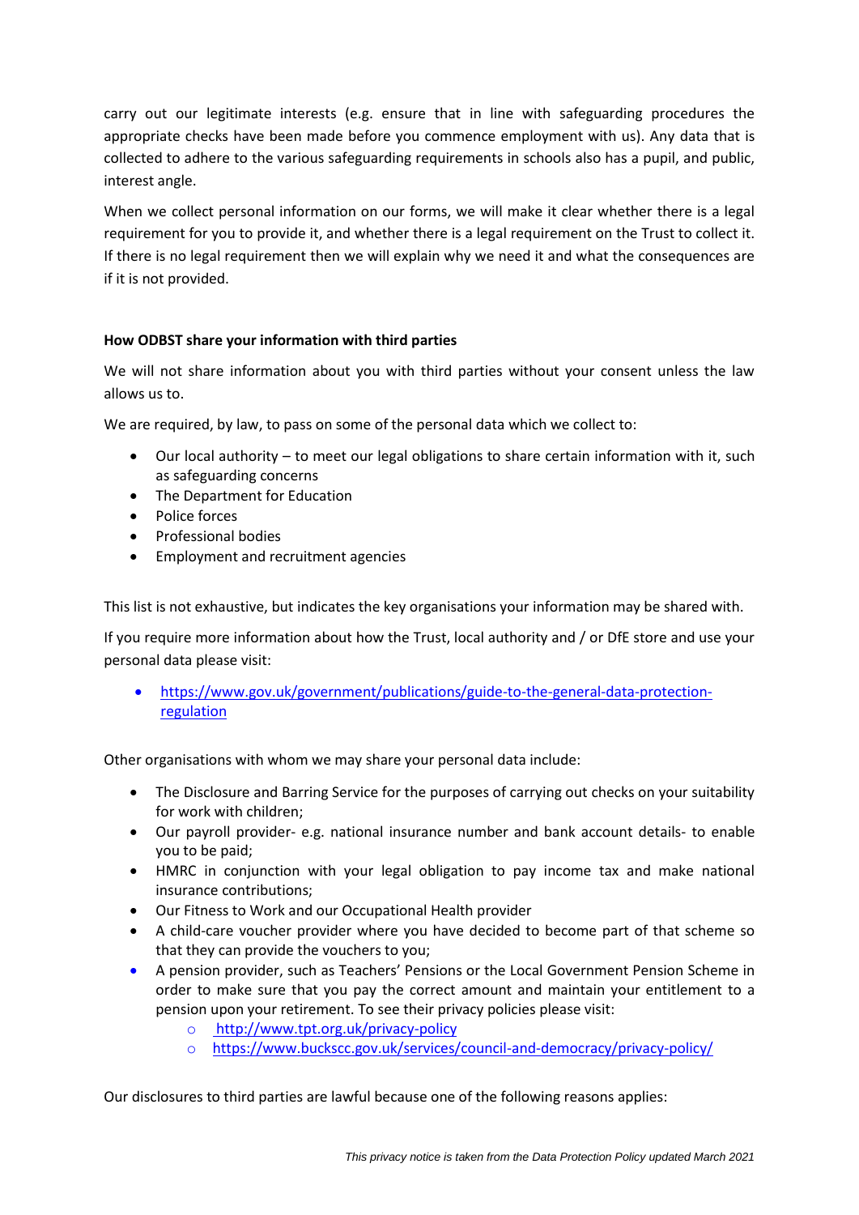carry out our legitimate interests (e.g. ensure that in line with safeguarding procedures the appropriate checks have been made before you commence employment with us). Any data that is collected to adhere to the various safeguarding requirements in schools also has a pupil, and public, interest angle.

When we collect personal information on our forms, we will make it clear whether there is a legal requirement for you to provide it, and whether there is a legal requirement on the Trust to collect it. If there is no legal requirement then we will explain why we need it and what the consequences are if it is not provided.

**How ODBST share your information with third parties**

We will not share information about you with third parties without your consent unless the law allows us to.

We are required, by law, to pass on some of the personal data which we collect to:

- Our local authority – to meet our legal obligations to share certain information with it, such as safeguarding concerns
- The Department for Education
- Police forces
- Professional bodies
- Employment and recruitment agencies

This list is not exhaustive, but indicates the key organisations your information may be shared with.

If you require more information about how the Trust, local authority and / or DfE store and use your personal data please visit:

- https://www.gov.uk/government/publications/guide-to-the-general-data-protection-regulation

Other organisations with whom we may share your personal data include:

- The Disclosure and Barring Service for the purposes of carrying out checks on your suitability for work with children;
- Our payroll provider- e.g. national insurance number and bank account details- to enable you to be paid;
- HMRC in conjunction with your legal obligation to pay income tax and make national insurance contributions;
- Our Fitness to Work and our Occupational Health provider
- A child-care voucher provider where you have decided to become part of that scheme so that they can provide the vouchers to you;
- A pension provider, such as Teachers' Pensions or the Local Government Pension Scheme in order to make sure that you pay the correct amount and maintain your entitlement to a pension upon your retirement. To see their privacy policies please visit:
  - http://www.tpt.org.uk/privacy-policy
  - https://www.buckscc.gov.uk/services/council-and-democracy/privacy-policy/

Our disclosures to third parties are lawful because one of the following reasons applies: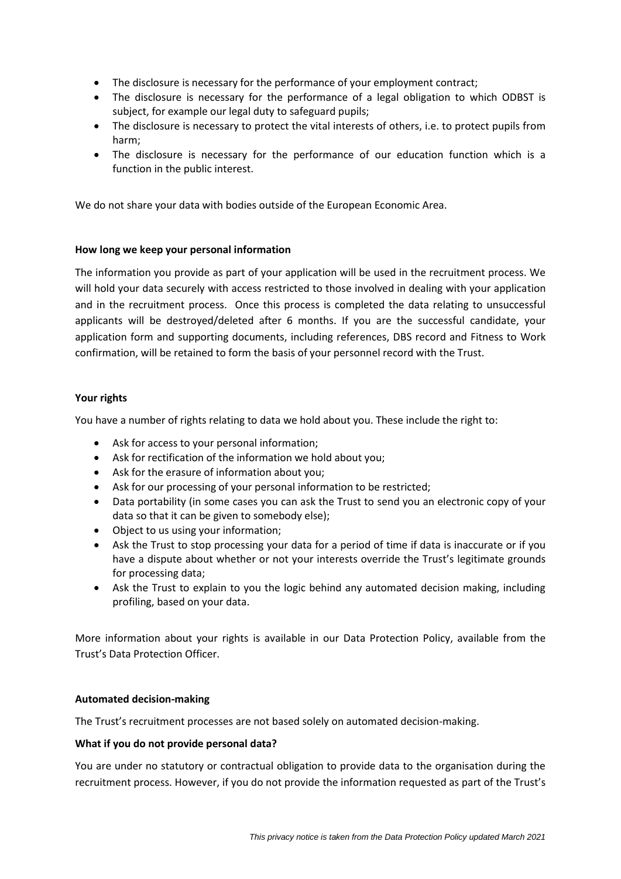- The disclosure is necessary for the performance of your employment contract;
- The disclosure is necessary for the performance of a legal obligation to which ODBST is subject, for example our legal duty to safeguard pupils;
- The disclosure is necessary to protect the vital interests of others, i.e. to protect pupils from harm;
- The disclosure is necessary for the performance of our education function which is a function in the public interest.

We do not share your data with bodies outside of the European Economic Area.

**How long we keep your personal information**

The information you provide as part of your application will be used in the recruitment process. We will hold your data securely with access restricted to those involved in dealing with your application and in the recruitment process. Once this process is completed the data relating to unsuccessful applicants will be destroyed/deleted after 6 months. If you are the successful candidate, your application form and supporting documents, including references, DBS record and Fitness to Work confirmation, will be retained to form the basis of your personnel record with the Trust.

**Your rights**

You have a number of rights relating to data we hold about you. These include the right to:

- Ask for access to your personal information;
- Ask for rectification of the information we hold about you;
- Ask for the erasure of information about you;
- Ask for our processing of your personal information to be restricted;
- Data portability (in some cases you can ask the Trust to send you an electronic copy of your data so that it can be given to somebody else);
- Object to us using your information;
- Ask the Trust to stop processing your data for a period of time if data is inaccurate or if you have a dispute about whether or not your interests override the Trust's legitimate grounds for processing data;
- Ask the Trust to explain to you the logic behind any automated decision making, including profiling, based on your data.

More information about your rights is available in our Data Protection Policy, available from the Trust's Data Protection Officer.

**Automated decision-making**

The Trust's recruitment processes are not based solely on automated decision-making.

**What if you do not provide personal data?**

You are under no statutory or contractual obligation to provide data to the organisation during the recruitment process. However, if you do not provide the information requested as part of the Trust's

*This privacy notice is taken from the Data Protection Policy updated March 2021*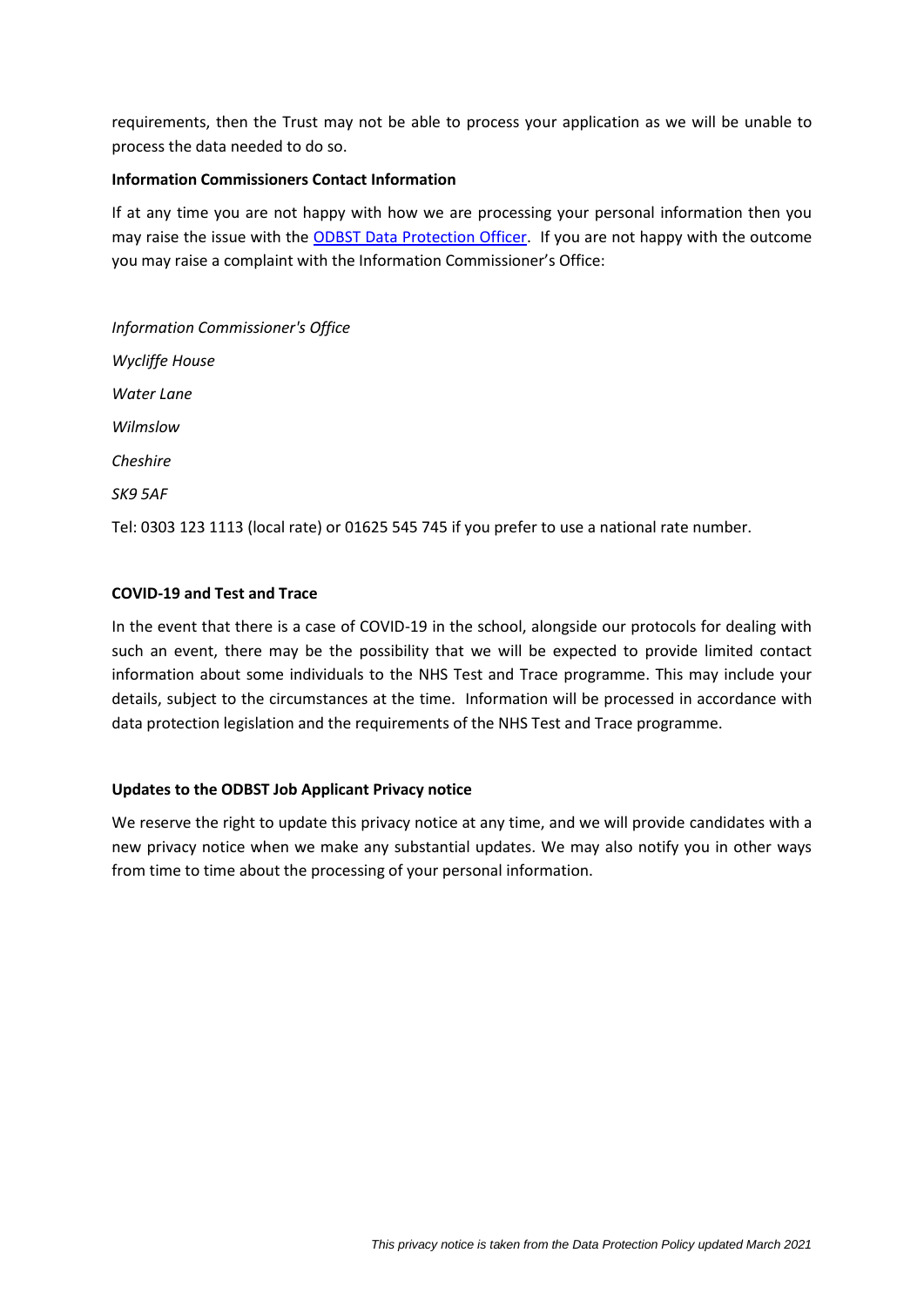requirements, then the Trust may not be able to process your application as we will be unable to process the data needed to do so.

**Information Commissioners Contact Information**

If at any time you are not happy with how we are processing your personal information then you may raise the issue with the ODBST Data Protection Officer. If you are not happy with the outcome you may raise a complaint with the Information Commissioner's Office:

*Information Commissioner's Office*

*Wycliffe House*

*Water Lane*

*Wilmslow*

*Cheshire*

*SK9 5AF*

Tel: 0303 123 1113 (local rate) or 01625 545 745 if you prefer to use a national rate number.

**COVID-19 and Test and Trace**

In the event that there is a case of COVID-19 in the school, alongside our protocols for dealing with such an event, there may be the possibility that we will be expected to provide limited contact information about some individuals to the NHS Test and Trace programme. This may include your details, subject to the circumstances at the time. Information will be processed in accordance with data protection legislation and the requirements of the NHS Test and Trace programme.

**Updates to the ODBST Job Applicant Privacy notice**

We reserve the right to update this privacy notice at any time, and we will provide candidates with a new privacy notice when we make any substantial updates. We may also notify you in other ways from time to time about the processing of your personal information.

*This privacy notice is taken from the Data Protection Policy updated March 2021*